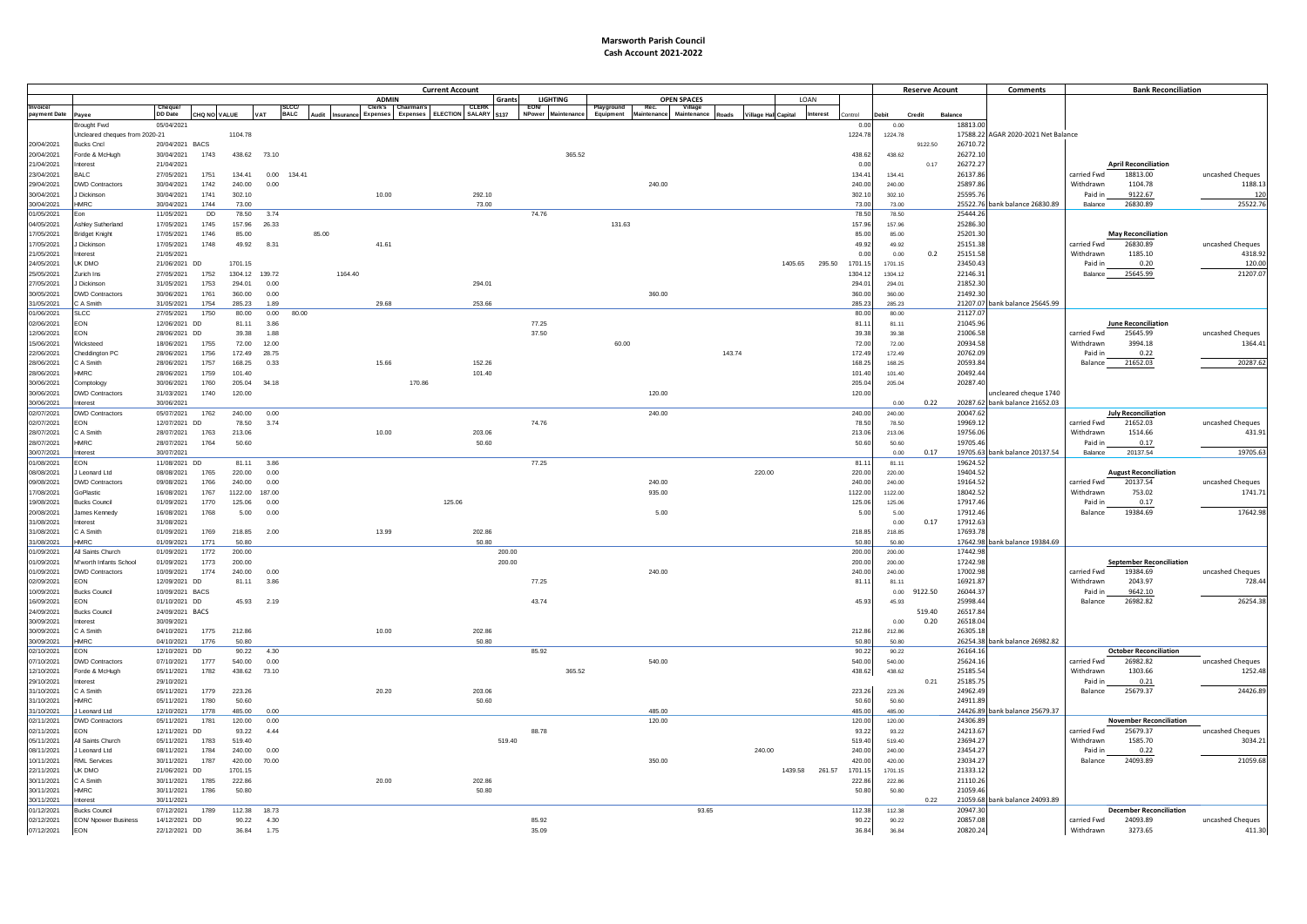# Marsworth Parish Council

## Cash Account 2021-2022

| Invoice/ payment Date | Payee | Cheque/ DD Date | CHQ NO | VALUE | VAT | SLCC/ BALC | Audit | Insurance | ADMIN Clerk's Expenses | Chairman's Expenses | ELECTION | CLERK SALARY | Grants S137 | LIGHTING EON/ NPower | LIGHTING Maintenance | Playground Equipment | OPEN SPACES Rec. Maintenance | OPEN SPACES Village Maintenance | Roads | Village Hall | LOAN Capital | LOAN Interest | Control | Debit | Credit | Balance | Comments |
|---|---|---|---|---|---|---|---|---|---|---|---|---|---|---|---|---|---|---|---|---|---|---|---|---|---|---|---|
| | Brought Fwd | 05/04/2021 | | | | | | | | | | | | | | | | | | | | | 0.00 | 0.00 | | 18813.00 | |
| | Uncleared cheques from 2020-21 | | | 1104.78 | | | | | | | | | | | | | | | | | | | 1224.78 | 1224.78 | | 17588.22 | AGAR 2020-2021 Net Balance |
| 20/04/2021 | Bucks Cncl | 20/04/2021 | BACS | | | | | | | | | | | | | | | | | | | | | | 9122.50 | 26710.72 | |
| 20/04/2021 | Forde & McHugh | 30/04/2021 | 1743 | 438.62 | 73.10 | | | | | | | | | | 365.52 | | | | | | | | 438.62 | 438.62 | | 26272.10 | |
| 21/04/2021 | Interest | 21/04/2021 | | | | | | | | | | | | | | | | | | | | | 0.00 | | 0.17 | 26272.27 | |
| 23/04/2021 | BALC | 27/05/2021 | 1751 | 134.41 | 0.00 | 134.41 | | | | | | | | | | | | | | | | | 134.41 | 134.41 | | 26137.86 | |
| 29/04/2021 | DWD Contractors | 30/04/2021 | 1742 | 240.00 | 0.00 | | | | | | | | | | | | 240.00 | | | | | | 240.00 | 240.00 | | 25897.86 | |
| 30/04/2021 | J Dickinson | 30/04/2021 | 1741 | 302.10 | | | | | 10.00 | | | 292.10 | | | | | | | | | | | 302.10 | 302.10 | | 25595.76 | |
| 30/04/2021 | HMRC | 30/04/2021 | 1744 | 73.00 | | | | | | | | 73.00 | | | | | | | | | | | 73.00 | 73.00 | | 25522.76 | bank balance 26830.89 |
| 01/05/2021 | Eon | 11/05/2021 | DD | 78.50 | 3.74 | | | | | | | | | 74.76 | | | | | | | | | 78.50 | 78.50 | | 25444.26 | |
| 04/05/2021 | Ashley Sutherland | 17/05/2021 | 1745 | 157.96 | 26.33 | | | | | | | | | | | 131.63 | | | | | | | 157.96 | 157.96 | | 25286.30 | |
| 17/05/2021 | Bridget Knight | 17/05/2021 | 1746 | 85.00 | | | 85.00 | | | | | | | | | | | | | | | | 85.00 | 85.00 | | 25201.30 | |
| 17/05/2021 | J Dickinson | 17/05/2021 | 1748 | 49.92 | 8.31 | | | | 41.61 | | | | | | | | | | | | | | 49.92 | 49.92 | | 25151.38 | |
| 21/05/2021 | Interest | 21/05/2021 | | | | | | | | | | | | | | | | | | | | | 0.00 | 0.00 | 0.2 | 25151.58 | |
| 24/05/2021 | UK DMO | 21/06/2021 | DD | 1701.15 | | | | | | | | | | | | | | | | | 1405.65 | 295.50 | 1701.15 | 1701.15 | | 23450.43 | |
| 25/05/2021 | Zurich Ins | 27/05/2021 | 1752 | 1304.12 | 139.72 | | | 1164.40 | | | | | | | | | | | | | | | 1304.12 | 1304.12 | | 22146.31 | |
| 27/05/2021 | J Dickinson | 31/05/2021 | 1753 | 294.01 | 0.00 | | | | | | | 294.01 | | | | | | | | | | | 294.01 | 294.01 | | 21852.30 | |
| 30/05/2021 | DWD Contractors | 30/06/2021 | 1761 | 360.00 | 0.00 | | | | | | | | | | | | 360.00 | | | | | | 360.00 | 360.00 | | 21492.30 | |
| 31/05/2021 | C A Smith | 31/05/2021 | 1754 | 285.23 | 1.89 | | | | 29.68 | | | 253.66 | | | | | | | | | | | 285.23 | 285.23 | | 21207.07 | bank balance 25645.99 |
| 01/06/2021 | SLCC | 27/05/2021 | 1750 | 80.00 | 0.00 | 80.00 | | | | | | | | | | | | | | | | | 80.00 | 80.00 | | 21127.07 | |
| 02/06/2021 | EON | 12/06/2021 | DD | 81.11 | 3.86 | | | | | | | | | 77.25 | | | | | | | | | 81.11 | 81.11 | | 21045.96 | |
| 12/06/2021 | EON | 28/06/2021 | DD | 39.38 | 1.88 | | | | | | | | | 37.50 | | | | | | | | | 39.38 | 39.38 | | 21006.58 | |
| 15/06/2021 | Wicksteed | 18/06/2021 | 1755 | 72.00 | 12.00 | | | | | | | | | | | 60.00 | | | | | | | 72.00 | 72.00 | | 20934.58 | |
| 22/06/2021 | Cheddington PC | 28/06/2021 | 1756 | 172.49 | 28.75 | | | | | | | | | | | | 143.74 | | | | | | 172.49 | 172.49 | | 20762.09 | |
| 28/06/2021 | C A Smith | 28/06/2021 | 1757 | 168.25 | 0.33 | | | | 15.66 | | | 152.26 | | | | | | | | | | | 168.25 | 168.25 | | 20593.84 | |
| 28/06/2021 | HMRC | 28/06/2021 | 1759 | 101.40 | | | | | | | | 101.40 | | | | | | | | | | | 101.40 | 101.40 | | 20492.44 | |
| 30/06/2021 | Comptology | 30/06/2021 | 1760 | 205.04 | 34.18 | | | | | | 170.86 | | | | | | | | | | | | 205.04 | 205.04 | | 20287.40 | |
| 30/06/2021 | DWD Contractors | 31/03/2021 | 1740 | 120.00 | | | | | | | | | | | | | 120.00 | | | | | | 120.00 | | | | uncleared cheque 1740 |
| 30/06/2021 | Interest | 30/06/2021 | | | | | | | | | | | | | | | | | | | | | | 0.00 | 0.22 | 20287.62 | bank balance 21652.03 |
| 02/07/2021 | DWD Contractors | 05/07/2021 | 1762 | 240.00 | 0.00 | | | | | | | | | | | | 240.00 | | | | | | 240.00 | 240.00 | | 20047.62 | |
| 02/07/2021 | EON | 12/07/2021 | DD | 78.50 | 3.74 | | | | | | | | | 74.76 | | | | | | | | | 78.50 | 78.50 | | 19969.12 | |
| 28/07/2021 | C A Smith | 28/07/2021 | 1763 | 213.06 | | | | | 10.00 | | | 203.06 | | | | | | | | | | | 213.06 | 213.06 | | 19756.06 | |
| 28/07/2021 | HMRC | 28/07/2021 | 1764 | 50.60 | | | | | | | | 50.60 | | | | | | | | | | | 50.60 | 50.60 | | 19705.46 | |
| 30/07/2021 | Interest | 30/07/2021 | | | | | | | | | | | | | | | | | | | | | | 0.00 | 0.17 | 19705.63 | bank balance 20137.54 |
| 01/08/2021 | EON | 11/08/2021 | DD | 81.11 | 3.86 | | | | | | | | | 77.25 | | | | | | | | | 81.11 | 81.11 | | 19624.52 | |
| 08/08/2021 | J Leonard Ltd | 08/08/2021 | 1765 | 220.00 | 0.00 | | | | | | | | | | | | | | | 220.00 | | | 220.00 | 220.00 | | 19404.52 | |
| 09/08/2021 | DWD Contractors | 09/08/2021 | 1766 | 240.00 | 0.00 | | | | | | | | | | | | 240.00 | | | | | | 240.00 | 240.00 | | 19164.52 | |
| 17/08/2021 | GoPlastic | 16/08/2021 | 1767 | 1122.00 | 187.00 | | | | | | | | | | | | 935.00 | | | | | | 1122.00 | 1122.00 | | 18042.52 | |
| 19/08/2021 | Bucks Council | 01/09/2021 | 1770 | 125.06 | 0.00 | | | | | | 125.06 | | | | | | | | | | | | 125.06 | 125.06 | | 17917.46 | |
| 20/08/2021 | James Kennedy | 16/08/2021 | 1768 | 5.00 | 0.00 | | | | | | | | | | | | 5.00 | | | | | | 5.00 | 5.00 | | 17912.46 | |
| 31/08/2021 | Interest | 31/08/2021 | | | | | | | | | | | | | | | | | | | | | | 0.00 | 0.17 | 17912.63 | |
| 31/08/2021 | C A Smith | 01/09/2021 | 1769 | 218.85 | 2.00 | | | | 13.99 | | | 202.86 | | | | | | | | | | | 218.85 | 218.85 | | 17693.78 | |
| 31/08/2021 | HMRC | 01/09/2021 | 1771 | 50.80 | | | | | | | | 50.80 | | | | | | | | | | | 50.80 | 50.80 | | 17642.98 | bank balance 19384.69 |
| 01/09/2021 | All Saints Church | 01/09/2021 | 1772 | 200.00 | | | | | | | | | 200.00 | | | | | | | | | | 200.00 | 200.00 | | 17442.98 | |
| 01/09/2021 | M'worth Infants School | 01/09/2021 | 1773 | 200.00 | | | | | | | | | 200.00 | | | | | | | | | | 200.00 | 200.00 | | 17242.98 | |
| 01/09/2021 | DWD Contractors | 10/09/2021 | 1774 | 240.00 | 0.00 | | | | | | | | | | | | 240.00 | | | | | | 240.00 | 240.00 | | 17002.98 | |
| 02/09/2021 | EON | 12/09/2021 | DD | 81.11 | 3.86 | | | | | | | | | 77.25 | | | | | | | | | 81.11 | 81.11 | | 16921.87 | |
| 10/09/2021 | Bucks Council | 10/09/2021 | BACS | | | | | | | | | | | | | | | | | | | | | 0.00 | 9122.50 | 26044.37 | |
| 16/09/2021 | EON | 01/10/2021 | DD | 45.93 | 2.19 | | | | | | | | | 43.74 | | | | | | | | | 45.93 | 45.93 | | 25998.44 | |
| 24/09/2021 | Bucks Council | 24/09/2021 | BACS | | | | | | | | | | | | | | | | | | | | | | 519.40 | 26517.84 | |
| 30/09/2021 | Interest | 30/09/2021 | | | | | | | | | | | | | | | | | | | | | | 0.00 | 0.20 | 26518.04 | |
| 30/09/2021 | C A Smith | 04/10/2021 | 1775 | 212.86 | | | | | 10.00 | | | 202.86 | | | | | | | | | | | 212.86 | 212.86 | | 26305.18 | |
| 30/09/2021 | HMRC | 04/10/2021 | 1776 | 50.80 | | | | | | | | 50.80 | | | | | | | | | | | 50.80 | 50.80 | | 26254.38 | bank balance 26982.82 |
| 02/10/2021 | EON | 12/10/2021 | DD | 90.22 | 4.30 | | | | | | | | | 85.92 | | | | | | | | | 90.22 | 90.22 | | 26164.16 | |
| 07/10/2021 | DWD Contractors | 07/10/2021 | 1777 | 540.00 | 0.00 | | | | | | | | | | | | 540.00 | | | | | | 540.00 | 540.00 | | 25624.16 | |
| 12/10/2021 | Forde & McHugh | 05/11/2021 | 1782 | 438.62 | 73.10 | | | | | | | | | | 365.52 | | | | | | | | 438.62 | 438.62 | | 25185.54 | |
| 29/10/2021 | Interest | 29/10/2021 | | | | | | | | | | | | | | | | | | | | | | | 0.21 | 25185.75 | |
| 31/10/2021 | C A Smith | 05/11/2021 | 1779 | 223.26 | | | | | 20.20 | | | 203.06 | | | | | | | | | | | 223.26 | 223.26 | | 24962.49 | |
| 31/10/2021 | HMRC | 05/11/2021 | 1780 | 50.60 | | | | | | | | 50.60 | | | | | | | | | | | 50.60 | 50.60 | | 24911.89 | |
| 31/10/2021 | J Leonard Ltd | 12/10/2021 | 1778 | 485.00 | 0.00 | | | | | | | | | | | | 485.00 | | | | | | 485.00 | 485.00 | | 24426.89 | bank balance 25679.37 |
| 02/11/2021 | DWD Contractors | 05/11/2021 | 1781 | 120.00 | 0.00 | | | | | | | | | | | | 120.00 | | | | | | 120.00 | 120.00 | | 24306.89 | |
| 02/11/2021 | EON | 12/11/2021 | DD | 93.22 | 4.44 | | | | | | | | | 88.78 | | | | | | | | | 93.22 | 93.22 | | 24213.67 | |
| 05/11/2021 | All Saints Church | 05/11/2021 | 1783 | 519.40 | | | | | | | | | 519.40 | | | | | | | | | | 519.40 | 519.40 | | 23694.27 | |
| 08/11/2021 | J Leonard Ltd | 08/11/2021 | 1784 | 240.00 | 0.00 | | | | | | | | | | | | | | | 240.00 | | | 240.00 | 240.00 | | 23454.27 | |
| 10/11/2021 | RML Services | 30/11/2021 | 1787 | 420.00 | 70.00 | | | | | | | | | | | | 350.00 | | | | | | 420.00 | 420.00 | | 23034.27 | |
| 22/11/2021 | UK DMO | 21/06/2021 | DD | 1701.15 | | | | | | | | | | | | | | | | | 1439.58 | 261.57 | 1701.15 | 1701.15 | | 21333.12 | |
| 30/11/2021 | C A Smith | 30/11/2021 | 1785 | 222.86 | | | | | 20.00 | | | 202.86 | | | | | | | | | | | 222.86 | 222.86 | | 21110.26 | |
| 30/11/2021 | HMRC | 30/11/2021 | 1786 | 50.80 | | | | | | | | 50.80 | | | | | | | | | | | 50.80 | 50.80 | | 21059.46 | |
| 30/11/2021 | Interest | 30/11/2021 | | | | | | | | | | | | | | | | | | | | | | | 0.22 | 21059.68 | bank balance 24093.89 |
| 01/12/2021 | Bucks Council | 07/12/2021 | 1789 | 112.38 | 18.73 | | | | | | | | | | | | | 93.65 | | | | | 112.38 | 112.38 | | 20947.30 | |
| 02/12/2021 | EON/ Npower Business | 14/12/2021 | DD | 90.22 | 4.30 | | | | | | | | | 85.92 | | | | | | | | | 90.22 | 90.22 | | 20857.08 | |
| 07/12/2021 | EON | 22/12/2021 | DD | 36.84 | 1.75 | | | | | | | | | 35.09 | | | | | | | | | 36.84 | 36.84 | | 20820.24 | |

## Bank Reconciliation

**April Reconciliation**

| | | uncashed Cheques |
|---|---|---|
| carried Fwd | 18813.00 | |
| Withdrawn | 1104.78 | 1188.13 |
| Paid in | 9122.67 | 120 |
| Balance | 26830.89 | 25522.76 |

**May Reconciliation**

| | | uncashed Cheques |
|---|---|---|
| carried Fwd | 26830.89 | |
| Withdrawn | 1185.10 | 4318.92 |
| Paid in | 0.20 | 120.00 |
| Balance | 25645.99 | 21207.07 |

**June Reconciliation**

| | | uncashed Cheques |
|---|---|---|
| carried Fwd | 25645.99 | |
| Withdrawn | 3994.18 | 1364.41 |
| Paid in | 0.22 | |
| Balance | 21652.03 | 20287.62 |

**July Reconciliation**

| | | uncashed Cheques |
|---|---|---|
| carried Fwd | 21652.03 | |
| Withdrawn | 1514.66 | 431.91 |
| Paid in | 0.17 | |
| Balance | 20137.54 | 19705.63 |

**August Reconciliation**

| | | uncashed Cheques |
|---|---|---|
| carried Fwd | 20137.54 | |
| Withdrawn | 753.02 | 1741.71 |
| Paid in | 0.17 | |
| Balance | 19384.69 | 17642.98 |

**September Reconciliation**

| | | uncashed Cheques |
|---|---|---|
| carried Fwd | 19384.69 | |
| Withdrawn | 2043.97 | 728.44 |
| Paid in | 9642.10 | |
| Balance | 26982.82 | 26254.38 |

**October Reconciliation**

| | | uncashed Cheques |
|---|---|---|
| carried Fwd | 26982.82 | |
| Withdrawn | 1303.66 | 1252.48 |
| Paid in | 0.21 | |
| Balance | 25679.37 | 24426.89 |

**November Reconciliation**

| | | uncashed Cheques |
|---|---|---|
| carried Fwd | 25679.37 | |
| Withdrawn | 1585.70 | 3034.21 |
| Paid in | 0.22 | |
| Balance | 24093.89 | 21059.68 |

**December Reconciliation**

| | | uncashed Cheques |
|---|---|---|
| carried Fwd | 24093.89 | |
| Withdrawn | 3273.65 | 411.30 |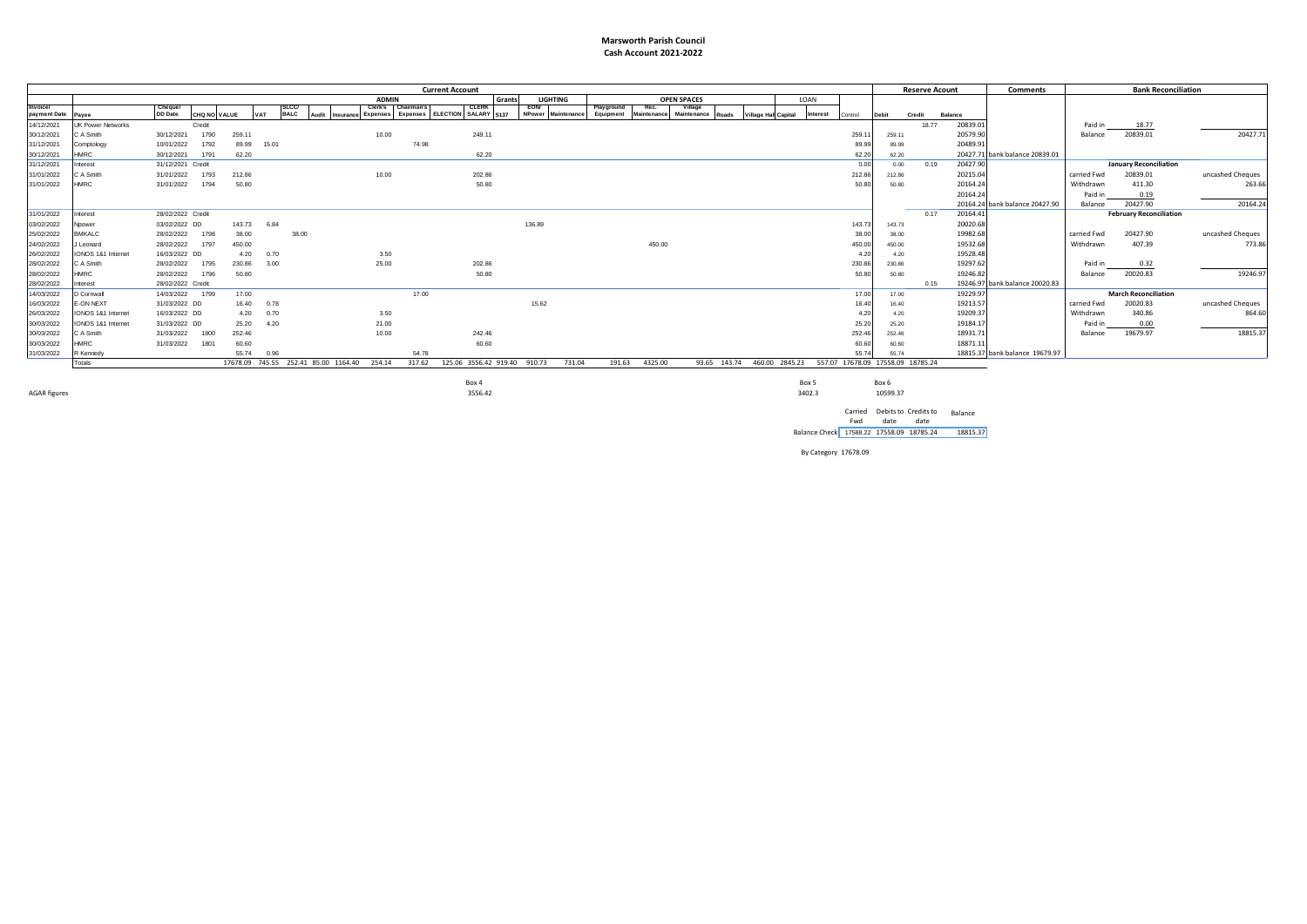# Marsworth Parish Council
## Cash Account 2021-2022

| Current Account | | | | | | | | | | | | | | | | | | | | | | | | Reserve Acount | | | Comments |
|---|---|---|---|---|---|---|---|---|---|---|---|---|---|---|---|---|---|---|---|---|---|---|---|---|---|---|---|
| | | | | | | ADMIN | | | | | | | Grants | LIGHTING | | | OPEN SPACES | | | | LOAN | | | | | | |
| Invoice/ payment Date | Payee | Cheque/ DD Date | CHQ NO | VALUE | VAT | SLCC/ BALC | Audit | Insurance | Clerk's Expenses | Chairman's Expenses | ELECTION | CLERK SALARY | S137 | EON/ NPower | Maintenance | Playground Equipment | Rec. Maintenance | Village Maintenance | Roads | Village Hall | Capital | Interest | Control | Debit | Credit | Balance | |
| 14/12/2021 | UK Power Networks | | Credit | | | | | | | | | | | | | | | | | | | | | | 18.77 | 20839.01 | |
| 30/12/2021 | C A Smith | 30/12/2021 | 1790 | 259.11 | | | | | 10.00 | | | 249.11 | | | | | | | | | | | 259.11 | 259.11 | | 20579.90 | |
| 31/12/2021 | Comptology | 10/01/2022 | 1792 | 89.99 | 15.01 | | | | | 74.98 | | | | | | | | | | | | | 89.99 | 89.99 | | 20489.91 | |
| 30/12/2021 | HMRC | 30/12/2021 | 1791 | 62.20 | | | | | | | | 62.20 | | | | | | | | | | | 62.20 | 62.20 | | 20427.71 | bank balance 20839.01 |
| 31/12/2021 | Interest | 31/12/2021 | Credit | | | | | | | | | | | | | | | | | | | | 0.00 | 0.00 | 0.19 | 20427.90 | |
| 31/01/2022 | C A Smith | 31/01/2022 | 1793 | 212.86 | | | | | 10.00 | | | 202.86 | | | | | | | | | | | 212.86 | 212.86 | | 20215.04 | |
| 31/01/2022 | HMRC | 31/01/2022 | 1794 | 50.80 | | | | | | | | 50.80 | | | | | | | | | | | 50.80 | 50.80 | | 20164.24 | |
| | | | | | | | | | | | | | | | | | | | | | | | | | | 20164.24 | |
| | | | | | | | | | | | | | | | | | | | | | | | | | | 20164.24 | bank balance 20427.90 |
| 31/01/2022 | Interest | 28/02/2022 | Credit | | | | | | | | | | | | | | | | | | | | | | 0.17 | 20164.41 | |
| 03/02/2022 | Npower | 03/02/2022 | DD | 143.73 | 6.84 | | | | | | | | | 136.89 | | | | | | | | | 143.73 | 143.73 | | 20020.68 | |
| 25/02/2022 | BMKALC | 28/02/2022 | 1798 | 38.00 | | 38.00 | | | | | | | | | | | | | | | | | 38.00 | 38.00 | | 19982.68 | |
| 24/02/2022 | J Leonard | 28/02/2022 | 1797 | 450.00 | | | | | | | | | | | | | 450.00 | | | | | | 450.00 | 450.00 | | 19532.68 | |
| 26/02/2022 | IONOS 1&1 Internet | 16/03/2022 | DD | 4.20 | 0.70 | | | | 3.50 | | | | | | | | | | | | | | 4.20 | 4.20 | | 19528.48 | |
| 28/02/2022 | C A Smith | 28/02/2022 | 1795 | 230.86 | 3.00 | | | | 25.00 | | | 202.86 | | | | | | | | | | | 230.86 | 230.86 | | 19297.62 | |
| 28/02/2022 | HMRC | 28/02/2022 | 1796 | 50.80 | | | | | | | | 50.80 | | | | | | | | | | | 50.80 | 50.80 | | 19246.82 | |
| 28/02/2022 | Interest | 28/02/2022 | Credit | | | | | | | | | | | | | | | | | | | | | | 0.15 | 19246.97 | bank balance 20020.83 |
| 14/03/2022 | D Cornwall | 14/03/2022 | 1799 | 17.00 | | | | | | 17.00 | | | | | | | | | | | | | 17.00 | 17.00 | | 19229.97 | |
| 16/03/2022 | E-ON NEXT | 31/03/2022 | DD | 16.40 | 0.78 | | | | | | | | | 15.62 | | | | | | | | | 16.40 | 16.40 | | 19213.57 | |
| 26/03/2022 | IONOS 1&1 Internet | 16/03/2022 | DD | 4.20 | 0.70 | | | | 3.50 | | | | | | | | | | | | | | 4.20 | 4.20 | | 19209.37 | |
| 30/03/2022 | IONOS 1&1 Internet | 31/03/2022 | DD | 25.20 | 4.20 | | | | 21.00 | | | | | | | | | | | | | | 25.20 | 25.20 | | 19184.17 | |
| 30/03/2022 | C A Smith | 31/03/2022 | 1800 | 252.46 | | | | | 10.00 | | | 242.46 | | | | | | | | | | | 252.46 | 252.46 | | 18931.71 | |
| 30/03/2022 | HMRC | 31/03/2022 | 1801 | 60.60 | | | | | | | | 60.60 | | | | | | | | | | | 60.60 | 60.60 | | 18871.11 | |
| 31/03/2022 | R Kennedy | | | 55.74 | 0.96 | | | | | 54.78 | | | | | | | | | | | | | 55.74 | 55.74 | | 18815.37 | bank balance 19679.97 |
| | Totals | | | 17678.09 | 745.55 | 252.41 | 85.00 | 1164.40 | 254.14 | 317.62 | 125.06 | 3556.42 | 919.40 | 910.73 | 731.04 | 191.63 | 4325.00 | 93.65 | 143.74 | 460.00 | 2845.23 | 557.07 | 17678.09 | 17558.09 | 18785.24 | | |

AGAR figures

| | | |
|---|---|---|
| Box 4 | Box 5 | Box 6 |
| 3556.42 | 3402.3 | 10599.37 |

| | Carried Fwd | Debits to date | Credits to date | Balance |
|---|---|---|---|---|
| Balance Check | 17588.22 | 17558.09 | 18785.24 | 18815.37 |

By Category 17678.09

## Bank Reconciliation

| | | |
|---|---|---|
| Paid in | 18.77 | |
| Balance | 20839.01 | 20427.71 |

**January Reconciliation**

| | | |
|---|---|---|
| carried Fwd | 20839.01 | uncashed Cheques |
| Withdrawn | 411.30 | 263.66 |
| Paid in | 0.19 | |
| Balance | 20427.90 | 20164.24 |

**February Reconciliation**

| | | |
|---|---|---|
| carried Fwd | 20427.90 | uncashed Cheques |
| Withdrawn | 407.39 | 773.86 |
| Paid in | 0.32 | |
| Balance | 20020.83 | 19246.97 |

**March Reconciliation**

| | | |
|---|---|---|
| carried Fwd | 20020.83 | uncashed Cheques |
| Withdrawn | 340.86 | 864.60 |
| Paid in | 0.00 | |
| Balance | 19679.97 | 18815.37 |